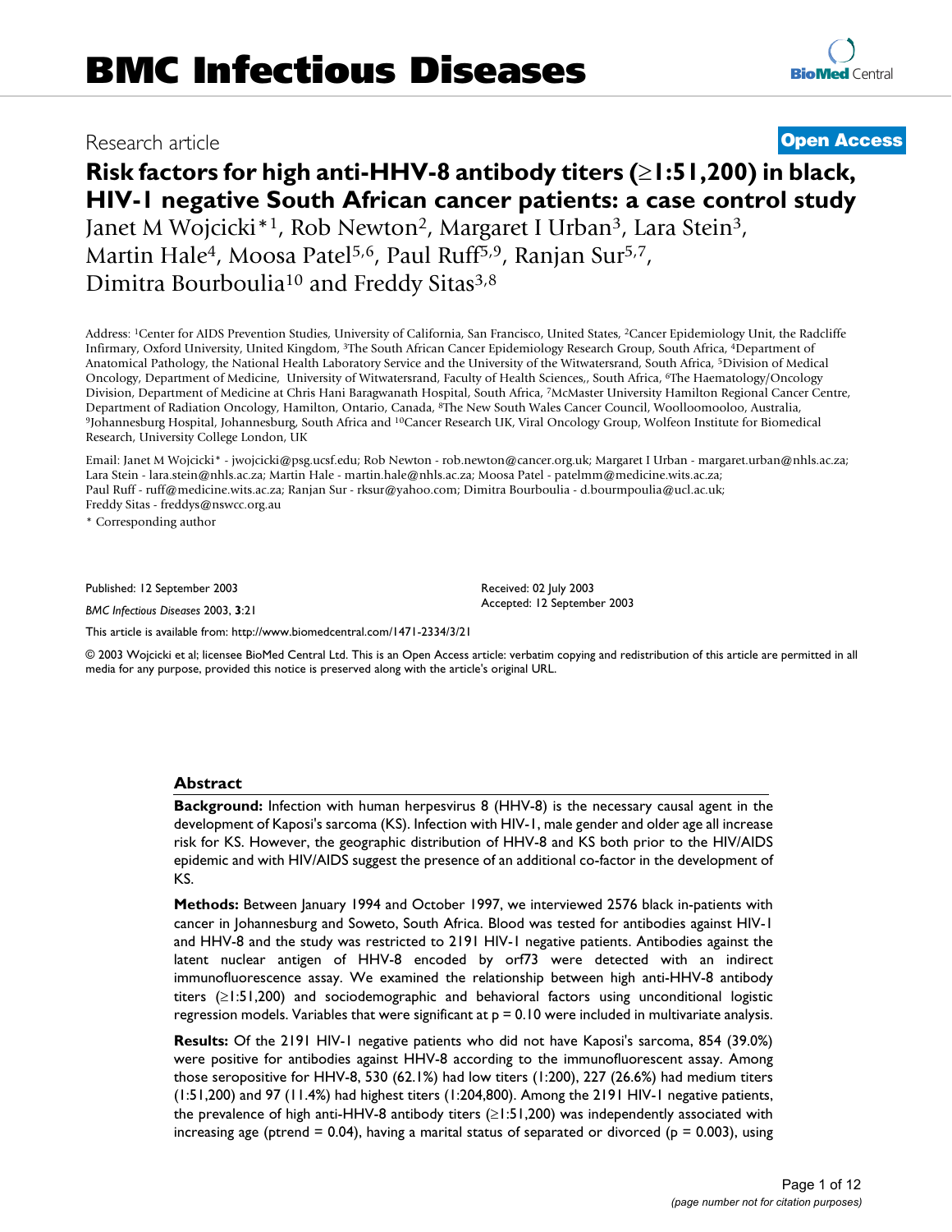# BMC Infectious Diseases

Research article

**Open Access**

# Risk factors for high anti-HHV-8 antibody titers (≥1:51,200) in black, HIV-1 negative South African cancer patients: a case control study

Janet M Wojcicki*[1], Rob Newton[2], Margaret I Urban[3], Lara Stein[3], Martin Hale[4], Moosa Patel[5,6], Paul Ruff[5,9], Ranjan Sur[5,7], Dimitra Bourboulia[10] and Freddy Sitas[3,8]

Address: [1]Center for AIDS Prevention Studies, University of California, San Francisco, United States, [2]Cancer Epidemiology Unit, the Radcliffe Infirmary, Oxford University, United Kingdom, [3]The South African Cancer Epidemiology Research Group, South Africa, [4]Department of Anatomical Pathology, the National Health Laboratory Service and the University of the Witwatersrand, South Africa, [5]Division of Medical Oncology, Department of Medicine, University of Witwatersrand, Faculty of Health Sciences,, South Africa, [6]The Haematology/Oncology Division, Department of Medicine at Chris Hani Baragwanath Hospital, South Africa, [7]McMaster University Hamilton Regional Cancer Centre, Department of Radiation Oncology, Hamilton, Ontario, Canada, [8]The New South Wales Cancer Council, Woolloomooloo, Australia, [9]Johannesburg Hospital, Johannesburg, South Africa and [10]Cancer Research UK, Viral Oncology Group, Wolfeon Institute for Biomedical Research, University College London, UK

Email: Janet M Wojcicki* - jwojcicki@psg.ucsf.edu; Rob Newton - rob.newton@cancer.org.uk; Margaret I Urban - margaret.urban@nhls.ac.za; Lara Stein - lara.stein@nhls.ac.za; Martin Hale - martin.hale@nhls.ac.za; Moosa Patel - patelmm@medicine.wits.ac.za; Paul Ruff - ruff@medicine.wits.ac.za; Ranjan Sur - rksur@yahoo.com; Dimitra Bourboulia - d.bourmpoulia@ucl.ac.uk; Freddy Sitas - freddys@nswcc.org.au

\* Corresponding author

Published: 12 September 2003

*BMC Infectious Diseases* 2003, **3**:21

Received: 02 July 2003
Accepted: 12 September 2003

This article is available from: http://www.biomedcentral.com/1471-2334/3/21

© 2003 Wojcicki et al; licensee BioMed Central Ltd. This is an Open Access article: verbatim copying and redistribution of this article are permitted in all media for any purpose, provided this notice is preserved along with the article's original URL.

## Abstract

**Background:** Infection with human herpesvirus 8 (HHV-8) is the necessary causal agent in the development of Kaposi's sarcoma (KS). Infection with HIV-1, male gender and older age all increase risk for KS. However, the geographic distribution of HHV-8 and KS both prior to the HIV/AIDS epidemic and with HIV/AIDS suggest the presence of an additional co-factor in the development of KS.

**Methods:** Between January 1994 and October 1997, we interviewed 2576 black in-patients with cancer in Johannesburg and Soweto, South Africa. Blood was tested for antibodies against HIV-1 and HHV-8 and the study was restricted to 2191 HIV-1 negative patients. Antibodies against the latent nuclear antigen of HHV-8 encoded by orf73 were detected with an indirect immunofluorescence assay. We examined the relationship between high anti-HHV-8 antibody titers (≥1:51,200) and sociodemographic and behavioral factors using unconditional logistic regression models. Variables that were significant at p = 0.10 were included in multivariate analysis.

**Results:** Of the 2191 HIV-1 negative patients who did not have Kaposi's sarcoma, 854 (39.0%) were positive for antibodies against HHV-8 according to the immunofluorescent assay. Among those seropositive for HHV-8, 530 (62.1%) had low titers (1:200), 227 (26.6%) had medium titers (1:51,200) and 97 (11.4%) had highest titers (1:204,800). Among the 2191 HIV-1 negative patients, the prevalence of high anti-HHV-8 antibody titers (≥1:51,200) was independently associated with increasing age (ptrend = 0.04), having a marital status of separated or divorced (p = 0.003), using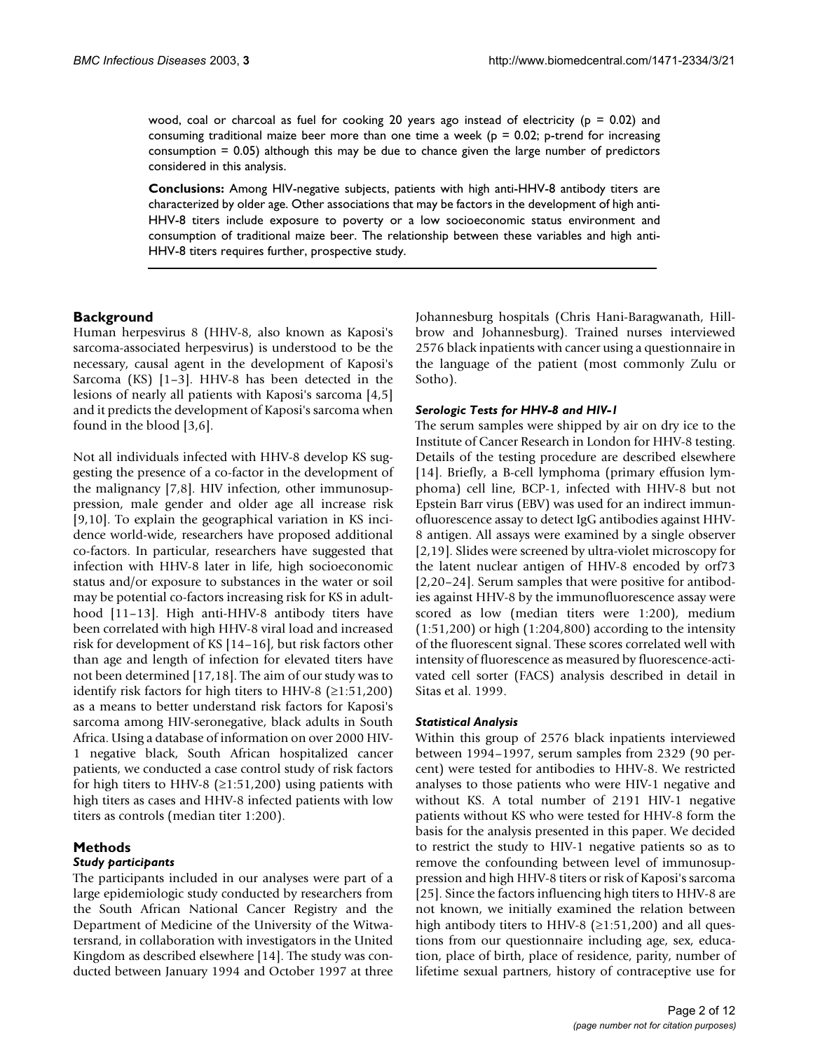wood, coal or charcoal as fuel for cooking 20 years ago instead of electricity ($p = 0.02$) and consuming traditional maize beer more than one time a week ($p = 0.02$; p-trend for increasing consumption = 0.05) although this may be due to chance given the large number of predictors considered in this analysis.

**Conclusions:** Among HIV-negative subjects, patients with high anti-HHV-8 antibody titers are characterized by older age. Other associations that may be factors in the development of high anti-HHV-8 titers include exposure to poverty or a low socioeconomic status environment and consumption of traditional maize beer. The relationship between these variables and high anti-HHV-8 titers requires further, prospective study.

## Background

Human herpesvirus 8 (HHV-8, also known as Kaposi's sarcoma-associated herpesvirus) is understood to be the necessary, causal agent in the development of Kaposi's Sarcoma (KS) [1–3]. HHV-8 has been detected in the lesions of nearly all patients with Kaposi's sarcoma [4,5] and it predicts the development of Kaposi's sarcoma when found in the blood [3,6].

Not all individuals infected with HHV-8 develop KS suggesting the presence of a co-factor in the development of the malignancy [7,8]. HIV infection, other immunosuppression, male gender and older age all increase risk [9,10]. To explain the geographical variation in KS incidence world-wide, researchers have proposed additional co-factors. In particular, researchers have suggested that infection with HHV-8 later in life, high socioeconomic status and/or exposure to substances in the water or soil may be potential co-factors increasing risk for KS in adulthood [11–13]. High anti-HHV-8 antibody titers have been correlated with high HHV-8 viral load and increased risk for development of KS [14–16], but risk factors other than age and length of infection for elevated titers have not been determined [17,18]. The aim of our study was to identify risk factors for high titers to HHV-8 (≥1:51,200) as a means to better understand risk factors for Kaposi's sarcoma among HIV-seronegative, black adults in South Africa. Using a database of information on over 2000 HIV-1 negative black, South African hospitalized cancer patients, we conducted a case control study of risk factors for high titers to HHV-8 (≥1:51,200) using patients with high titers as cases and HHV-8 infected patients with low titers as controls (median titer 1:200).

## Methods

### *Study participants*

The participants included in our analyses were part of a large epidemiologic study conducted by researchers from the South African National Cancer Registry and the Department of Medicine of the University of the Witwatersrand, in collaboration with investigators in the United Kingdom as described elsewhere [14]. The study was conducted between January 1994 and October 1997 at three Johannesburg hospitals (Chris Hani-Baragwanath, Hillbrow and Johannesburg). Trained nurses interviewed 2576 black inpatients with cancer using a questionnaire in the language of the patient (most commonly Zulu or Sotho).

### *Serologic Tests for HHV-8 and HIV-1*

The serum samples were shipped by air on dry ice to the Institute of Cancer Research in London for HHV-8 testing. Details of the testing procedure are described elsewhere [14]. Briefly, a B-cell lymphoma (primary effusion lymphoma) cell line, BCP-1, infected with HHV-8 but not Epstein Barr virus (EBV) was used for an indirect immunofluorescence assay to detect IgG antibodies against HHV-8 antigen. All assays were examined by a single observer [2,19]. Slides were screened by ultra-violet microscopy for the latent nuclear antigen of HHV-8 encoded by orf73 [2,20–24]. Serum samples that were positive for antibodies against HHV-8 by the immunofluorescence assay were scored as low (median titers were 1:200), medium (1:51,200) or high (1:204,800) according to the intensity of the fluorescent signal. These scores correlated well with intensity of fluorescence as measured by fluorescence-activated cell sorter (FACS) analysis described in detail in Sitas et al. 1999.

### *Statistical Analysis*

Within this group of 2576 black inpatients interviewed between 1994–1997, serum samples from 2329 (90 percent) were tested for antibodies to HHV-8. We restricted analyses to those patients who were HIV-1 negative and without KS. A total number of 2191 HIV-1 negative patients without KS who were tested for HHV-8 form the basis for the analysis presented in this paper. We decided to restrict the study to HIV-1 negative patients so as to remove the confounding between level of immunosuppression and high HHV-8 titers or risk of Kaposi's sarcoma [25]. Since the factors influencing high titers to HHV-8 are not known, we initially examined the relation between high antibody titers to HHV-8 (≥1:51,200) and all questions from our questionnaire including age, sex, education, place of birth, place of residence, parity, number of lifetime sexual partners, history of contraceptive use for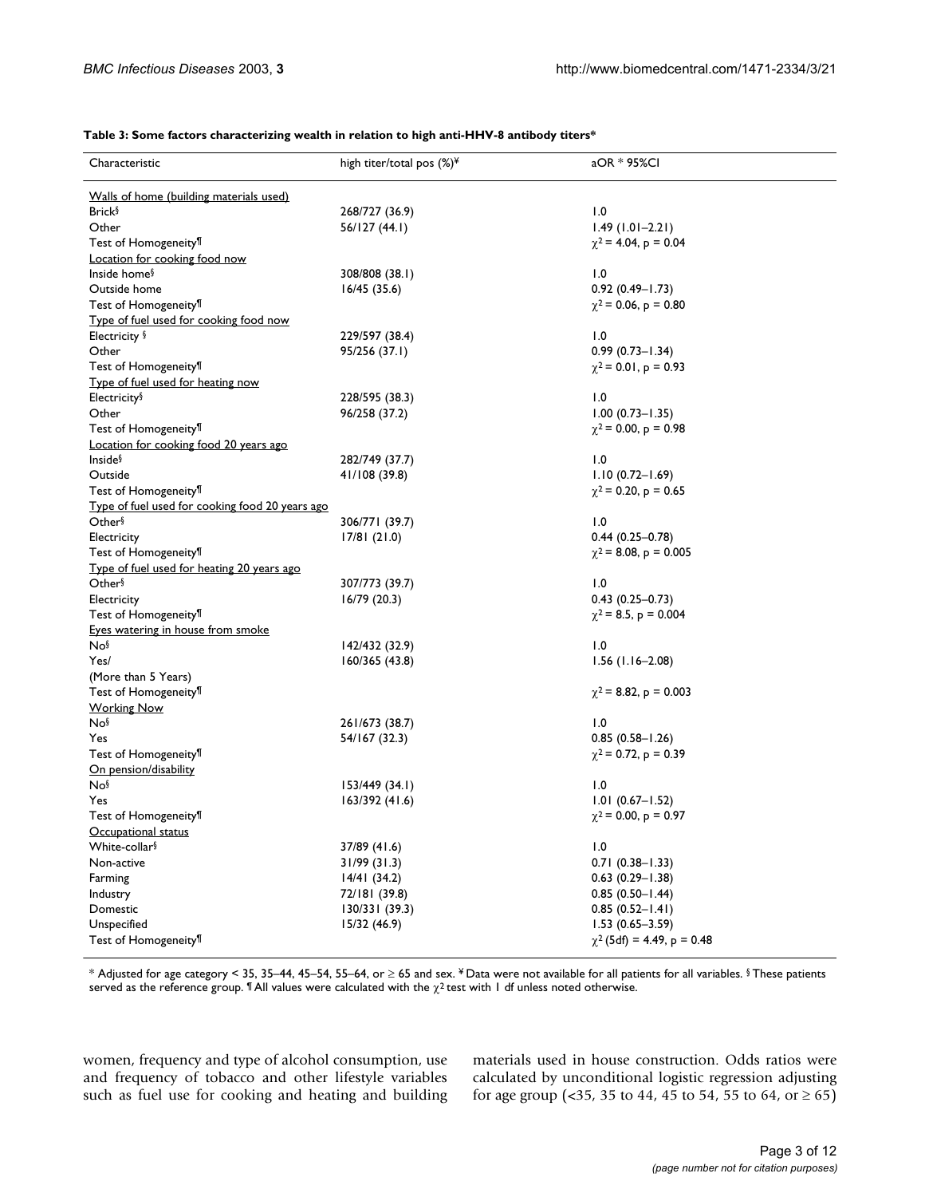**Table 3: Some factors characterizing wealth in relation to high anti-HHV-8 antibody titers***

| Characteristic | high titer/total pos (%)[¥] | aOR * 95%CI |
| --- | --- | --- |
| Walls of home (building materials used) | | |
| Brick[§] | 268/727 (36.9) | 1.0 |
| Other | 56/127 (44.1) | 1.49 (1.01–2.21) |
| Test of Homogeneity[¶] | | $\chi^2$ = 4.04, p = 0.04 |
| Location for cooking food now | | |
| Inside home[§] | 308/808 (38.1) | 1.0 |
| Outside home | 16/45 (35.6) | 0.92 (0.49–1.73) |
| Test of Homogeneity[¶] | | $\chi^2$ = 0.06, p = 0.80 |
| Type of fuel used for cooking food now | | |
| Electricity [§] | 229/597 (38.4) | 1.0 |
| Other | 95/256 (37.1) | 0.99 (0.73–1.34) |
| Test of Homogeneity[¶] | | $\chi^2$ = 0.01, p = 0.93 |
| Type of fuel used for heating now | | |
| Electricity[§] | 228/595 (38.3) | 1.0 |
| Other | 96/258 (37.2) | 1.00 (0.73–1.35) |
| Test of Homogeneity[¶] | | $\chi^2$ = 0.00, p = 0.98 |
| Location for cooking food 20 years ago | | |
| Inside[§] | 282/749 (37.7) | 1.0 |
| Outside | 41/108 (39.8) | 1.10 (0.72–1.69) |
| Test of Homogeneity[¶] | | $\chi^2$ = 0.20, p = 0.65 |
| Type of fuel used for cooking food 20 years ago | | |
| Other[§] | 306/771 (39.7) | 1.0 |
| Electricity | 17/81 (21.0) | 0.44 (0.25–0.78) |
| Test of Homogeneity[¶] | | $\chi^2$ = 8.08, p = 0.005 |
| Type of fuel used for heating 20 years ago | | |
| Other[§] | 307/773 (39.7) | 1.0 |
| Electricity | 16/79 (20.3) | 0.43 (0.25–0.73) |
| Test of Homogeneity[¶] | | $\chi^2$ = 8.5, p = 0.004 |
| Eyes watering in house from smoke | | |
| No[§] | 142/432 (32.9) | 1.0 |
| Yes/ (More than 5 Years) | 160/365 (43.8) | 1.56 (1.16–2.08) |
| Test of Homogeneity[¶] | | $\chi^2$ = 8.82, p = 0.003 |
| Working Now | | |
| No[§] | 261/673 (38.7) | 1.0 |
| Yes | 54/167 (32.3) | 0.85 (0.58–1.26) |
| Test of Homogeneity[¶] | | $\chi^2$ = 0.72, p = 0.39 |
| On pension/disability | | |
| No[§] | 153/449 (34.1) | 1.0 |
| Yes | 163/392 (41.6) | 1.01 (0.67–1.52) |
| Test of Homogeneity[¶] | | $\chi^2$ = 0.00, p = 0.97 |
| Occupational status | | |
| White-collar[§] | 37/89 (41.6) | 1.0 |
| Non-active | 31/99 (31.3) | 0.71 (0.38–1.33) |
| Farming | 14/41 (34.2) | 0.63 (0.29–1.38) |
| Industry | 72/181 (39.8) | 0.85 (0.50–1.44) |
| Domestic | 130/331 (39.3) | 0.85 (0.52–1.41) |
| Unspecified | 15/32 (46.9) | 1.53 (0.65–3.59) |
| Test of Homogeneity[¶] | | $\chi^2$ (5df) = 4.49, p = 0.48 |

* Adjusted for age category < 35, 35–44, 45–54, 55–64, or ≥ 65 and sex. ¥ Data were not available for all patients for all variables. § These patients served as the reference group. ¶ All values were calculated with the $\chi^2$ test with 1 df unless noted otherwise.

women, frequency and type of alcohol consumption, use and frequency of tobacco and other lifestyle variables such as fuel use for cooking and heating and building materials used in house construction. Odds ratios were calculated by unconditional logistic regression adjusting for age group (<35, 35 to 44, 45 to 54, 55 to 64, or ≥ 65)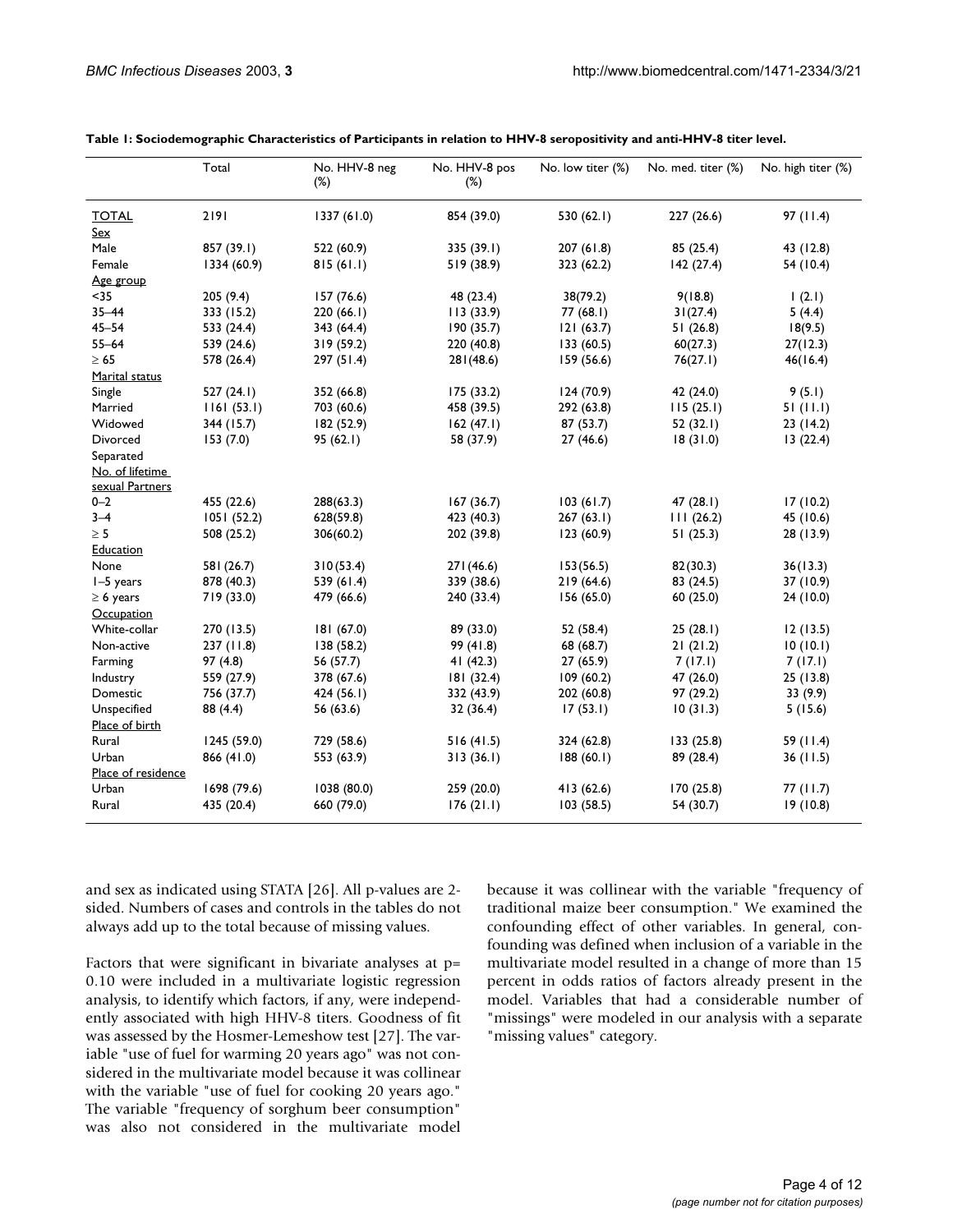**Table 1: Sociodemographic Characteristics of Participants in relation to HHV-8 seropositivity and anti-HHV-8 titer level.**

| | Total | No. HHV-8 neg (%) | No. HHV-8 pos (%) | No. low titer (%) | No. med. titer (%) | No. high titer (%) |
|---|---|---|---|---|---|---|
| TOTAL | 2191 | 1337 (61.0) | 854 (39.0) | 530 (62.1) | 227 (26.6) | 97 (11.4) |
| Sex | | | | | | |
| Male | 857 (39.1) | 522 (60.9) | 335 (39.1) | 207 (61.8) | 85 (25.4) | 43 (12.8) |
| Female | 1334 (60.9) | 815 (61.1) | 519 (38.9) | 323 (62.2) | 142 (27.4) | 54 (10.4) |
| Age group | | | | | | |
| <35 | 205 (9.4) | 157 (76.6) | 48 (23.4) | 38(79.2) | 9(18.8) | 1 (2.1) |
| 35–44 | 333 (15.2) | 220 (66.1) | 113 (33.9) | 77 (68.1) | 31(27.4) | 5 (4.4) |
| 45–54 | 533 (24.4) | 343 (64.4) | 190 (35.7) | 121 (63.7) | 51 (26.8) | 18(9.5) |
| 55–64 | 539 (24.6) | 319 (59.2) | 220 (40.8) | 133 (60.5) | 60(27.3) | 27(12.3) |
| ≥ 65 | 578 (26.4) | 297 (51.4) | 281(48.6) | 159 (56.6) | 76(27.1) | 46(16.4) |
| Marital status | | | | | | |
| Single | 527 (24.1) | 352 (66.8) | 175 (33.2) | 124 (70.9) | 42 (24.0) | 9 (5.1) |
| Married | 1161 (53.1) | 703 (60.6) | 458 (39.5) | 292 (63.8) | 115 (25.1) | 51 (11.1) |
| Widowed | 344 (15.7) | 182 (52.9) | 162 (47.1) | 87 (53.7) | 52 (32.1) | 23 (14.2) |
| Divorced Separated | 153 (7.0) | 95 (62.1) | 58 (37.9) | 27 (46.6) | 18 (31.0) | 13 (22.4) |
| No. of lifetime sexual Partners | | | | | | |
| 0–2 | 455 (22.6) | 288(63.3) | 167 (36.7) | 103 (61.7) | 47 (28.1) | 17 (10.2) |
| 3–4 | 1051 (52.2) | 628(59.8) | 423 (40.3) | 267 (63.1) | 111 (26.2) | 45 (10.6) |
| ≥ 5 | 508 (25.2) | 306(60.2) | 202 (39.8) | 123 (60.9) | 51 (25.3) | 28 (13.9) |
| Education | | | | | | |
| None | 581 (26.7) | 310(53.4) | 271(46.6) | 153(56.5) | 82(30.3) | 36(13.3) |
| 1–5 years | 878 (40.3) | 539 (61.4) | 339 (38.6) | 219 (64.6) | 83 (24.5) | 37 (10.9) |
| ≥ 6 years | 719 (33.0) | 479 (66.6) | 240 (33.4) | 156 (65.0) | 60 (25.0) | 24 (10.0) |
| Occupation | | | | | | |
| White-collar | 270 (13.5) | 181 (67.0) | 89 (33.0) | 52 (58.4) | 25 (28.1) | 12 (13.5) |
| Non-active | 237 (11.8) | 138 (58.2) | 99 (41.8) | 68 (68.7) | 21 (21.2) | 10 (10.1) |
| Farming | 97 (4.8) | 56 (57.7) | 41 (42.3) | 27 (65.9) | 7 (17.1) | 7 (17.1) |
| Industry | 559 (27.9) | 378 (67.6) | 181 (32.4) | 109 (60.2) | 47 (26.0) | 25 (13.8) |
| Domestic | 756 (37.7) | 424 (56.1) | 332 (43.9) | 202 (60.8) | 97 (29.2) | 33 (9.9) |
| Unspecified | 88 (4.4) | 56 (63.6) | 32 (36.4) | 17 (53.1) | 10 (31.3) | 5 (15.6) |
| Place of birth | | | | | | |
| Rural | 1245 (59.0) | 729 (58.6) | 516 (41.5) | 324 (62.8) | 133 (25.8) | 59 (11.4) |
| Urban | 866 (41.0) | 553 (63.9) | 313 (36.1) | 188 (60.1) | 89 (28.4) | 36 (11.5) |
| Place of residence | | | | | | |
| Urban | 1698 (79.6) | 1038 (80.0) | 259 (20.0) | 413 (62.6) | 170 (25.8) | 77 (11.7) |
| Rural | 435 (20.4) | 660 (79.0) | 176 (21.1) | 103 (58.5) | 54 (30.7) | 19 (10.8) |

and sex as indicated using STATA [26]. All p-values are 2-sided. Numbers of cases and controls in the tables do not always add up to the total because of missing values.

Factors that were significant in bivariate analyses at p= 0.10 were included in a multivariate logistic regression analysis, to identify which factors, if any, were independently associated with high HHV-8 titers. Goodness of fit was assessed by the Hosmer-Lemeshow test [27]. The variable "use of fuel for warming 20 years ago" was not considered in the multivariate model because it was collinear with the variable "use of fuel for cooking 20 years ago." The variable "frequency of sorghum beer consumption" was also not considered in the multivariate model because it was collinear with the variable "frequency of traditional maize beer consumption." We examined the confounding effect of other variables. In general, confounding was defined when inclusion of a variable in the multivariate model resulted in a change of more than 15 percent in odds ratios of factors already present in the model. Variables that had a considerable number of "missings" were modeled in our analysis with a separate "missing values" category.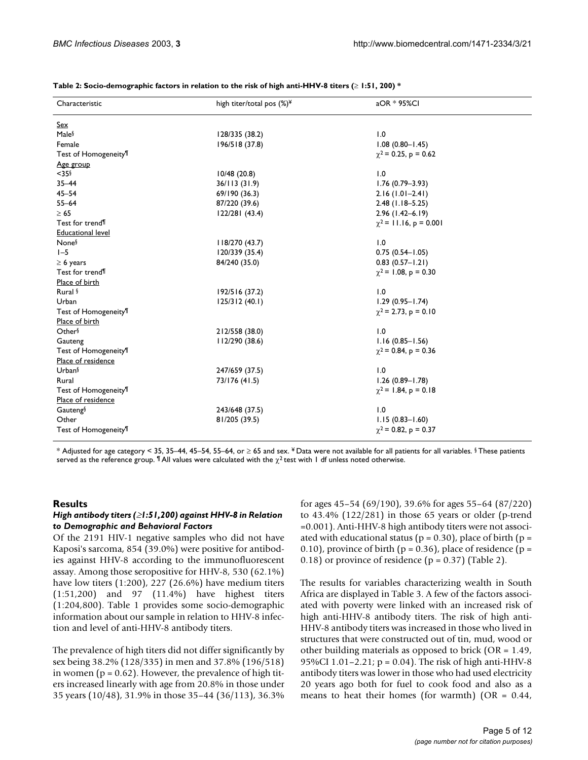**Table 2: Socio-demographic factors in relation to the risk of high anti-HHV-8 titers (≥ 1:51, 200) ***

| Characteristic | high titer/total pos (%)[¥] | aOR * 95%CI |
| --- | --- | --- |
| Sex | | |
| Male[§] | 128/335 (38.2) | 1.0 |
| Female | 196/518 (37.8) | 1.08 (0.80–1.45) |
| Test of Homogeneity[¶] | | $\chi^2$ = 0.25, p = 0.62 |
| Age group | | |
| <35[§] | 10/48 (20.8) | 1.0 |
| 35–44 | 36/113 (31.9) | 1.76 (0.79–3.93) |
| 45–54 | 69/190 (36.3) | 2.16 (1.01–2.41) |
| 55–64 | 87/220 (39.6) | 2.48 (1.18–5.25) |
| ≥ 65 | 122/281 (43.4) | 2.96 (1.42–6.19) |
| Test for trend[¶] | | $\chi^2$ = 11.16, p = 0.001 |
| Educational level | | |
| None[§] | 118/270 (43.7) | 1.0 |
| 1–5 | 120/339 (35.4) | 0.75 (0.54–1.05) |
| ≥ 6 years | 84/240 (35.0) | 0.83 (0.57–1.21) |
| Test for trend[¶] | | $\chi^2$ = 1.08, p = 0.30 |
| Place of birth | | |
| Rural [§] | 192/516 (37.2) | 1.0 |
| Urban | 125/312 (40.1) | 1.29 (0.95–1.74) |
| Test of Homogeneity[¶] | | $\chi^2$ = 2.73, p = 0.10 |
| Place of birth | | |
| Other[§] | 212/558 (38.0) | 1.0 |
| Gauteng | 112/290 (38.6) | 1.16 (0.85–1.56) |
| Test of Homogeneity[¶] | | $\chi^2$ = 0.84, p = 0.36 |
| Place of residence | | |
| Urban[§] | 247/659 (37.5) | 1.0 |
| Rural | 73/176 (41.5) | 1.26 (0.89–1.78) |
| Test of Homogeneity[¶] | | $\chi^2$ = 1.84, p = 0.18 |
| Place of residence | | |
| Gauteng[§] | 243/648 (37.5) | 1.0 |
| Other | 81/205 (39.5) | 1.15 (0.83–1.60) |
| Test of Homogeneity[¶] | | $\chi^2$ = 0.82, p = 0.37 |

* Adjusted for age category < 35, 35–44, 45–54, 55–64, or ≥ 65 and sex. ¥ Data were not available for all patients for all variables. § These patients served as the reference group. ¶ All values were calculated with the $\chi^2$ test with 1 df unless noted otherwise.

## Results

### *High antibody titers (≥1:51,200) against HHV-8 in Relation to Demographic and Behavioral Factors*

Of the 2191 HIV-1 negative samples who did not have Kaposi's sarcoma, 854 (39.0%) were positive for antibodies against HHV-8 according to the immunofluorescent assay. Among those seropositive for HHV-8, 530 (62.1%) have low titers (1:200), 227 (26.6%) have medium titers (1:51,200) and 97 (11.4%) have highest titers (1:204,800). Table 1 provides some socio-demographic information about our sample in relation to HHV-8 infection and level of anti-HHV-8 antibody titers.

The prevalence of high titers did not differ significantly by sex being 38.2% (128/335) in men and 37.8% (196/518) in women (p = 0.62). However, the prevalence of high titers increased linearly with age from 20.8% in those under 35 years (10/48), 31.9% in those 35–44 (36/113), 36.3% for ages 45–54 (69/190), 39.6% for ages 55–64 (87/220) to 43.4% (122/281) in those 65 years or older (p-trend =0.001). Anti-HHV-8 high antibody titers were not associated with educational status (p = 0.30), place of birth (p = 0.10), province of birth (p = 0.36), place of residence (p = 0.18) or province of residence (p = 0.37) (Table 2).

The results for variables characterizing wealth in South Africa are displayed in Table 3. A few of the factors associated with poverty were linked with an increased risk of high anti-HHV-8 antibody titers. The risk of high anti-HHV-8 antibody titers was increased in those who lived in structures that were constructed out of tin, mud, wood or other building materials as opposed to brick (OR = 1.49, 95%CI 1.01–2.21; p = 0.04). The risk of high anti-HHV-8 antibody titers was lower in those who had used electricity 20 years ago both for fuel to cook food and also as a means to heat their homes (for warmth) (OR = 0.44,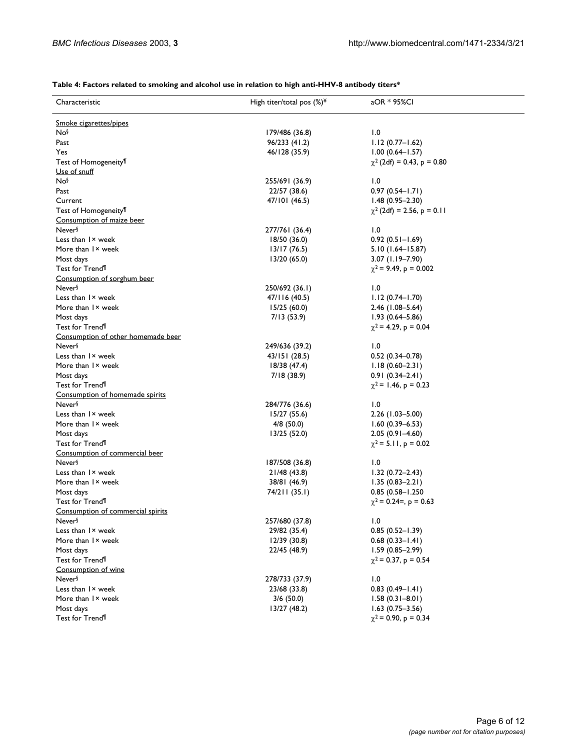**Table 4: Factors related to smoking and alcohol use in relation to high anti-HHV-8 antibody titers***

| Characteristic | High titer/total pos (%)¥ | aOR * 95%CI |
| --- | --- | --- |
| Smoke cigarettes/pipes | | |
| No§ | 179/486 (36.8) | 1.0 |
| Past | 96/233 (41.2) | 1.12 (0.77–1.62) |
| Yes | 46/128 (35.9) | 1.00 (0.64–1.57) |
| Test of Homogeneity¶ | | $\chi^2$ (2df) = 0.43, p = 0.80 |
| Use of snuff | | |
| No§ | 255/691 (36.9) | 1.0 |
| Past | 22/57 (38.6) | 0.97 (0.54–1.71) |
| Current | 47/101 (46.5) | 1.48 (0.95–2.30) |
| Test of Homogeneity¶ | | $\chi^2$ (2df) = 2.56, p = 0.11 |
| Consumption of maize beer | | |
| Never§ | 277/761 (36.4) | 1.0 |
| Less than 1× week | 18/50 (36.0) | 0.92 (0.51–1.69) |
| More than 1× week | 13/17 (76.5) | 5.10 (1.64–15.87) |
| Most days | 13/20 (65.0) | 3.07 (1.19–7.90) |
| Test for Trend¶ | | $\chi^2$ = 9.49, p = 0.002 |
| Consumption of sorghum beer | | |
| Never§ | 250/692 (36.1) | 1.0 |
| Less than 1× week | 47/116 (40.5) | 1.12 (0.74–1.70) |
| More than 1× week | 15/25 (60.0) | 2.46 (1.08–5.64) |
| Most days | 7/13 (53.9) | 1.93 (0.64–5.86) |
| Test for Trend¶ | | $\chi^2$ = 4.29, p = 0.04 |
| Consumption of other homemade beer | | |
| Never§ | 249/636 (39.2) | 1.0 |
| Less than 1× week | 43/151 (28.5) | 0.52 (0.34–0.78) |
| More than 1× week | 18/38 (47.4) | 1.18 (0.60–2.31) |
| Most days | 7/18 (38.9) | 0.91 (0.34–2.41) |
| Test for Trend¶ | | $\chi^2$ = 1.46, p = 0.23 |
| Consumption of homemade spirits | | |
| Never§ | 284/776 (36.6) | 1.0 |
| Less than 1× week | 15/27 (55.6) | 2.26 (1.03–5.00) |
| More than 1× week | 4/8 (50.0) | 1.60 (0.39–6.53) |
| Most days | 13/25 (52.0) | 2.05 (0.91–4.60) |
| Test for Trend¶ | | $\chi^2$ = 5.11, p = 0.02 |
| Consumption of commercial beer | | |
| Never§ | 187/508 (36.8) | 1.0 |
| Less than 1× week | 21/48 (43.8) | 1.32 (0.72–2.43) |
| More than 1× week | 38/81 (46.9) | 1.35 (0.83–2.21) |
| Most days | 74/211 (35.1) | 0.85 (0.58–1.250 |
| Test for Trend¶ | | $\chi^2$ = 0.24=, p = 0.63 |
| Consumption of commercial spirits | | |
| Never§ | 257/680 (37.8) | 1.0 |
| Less than 1× week | 29/82 (35.4) | 0.85 (0.52–1.39) |
| More than 1× week | 12/39 (30.8) | 0.68 (0.33–1.41) |
| Most days | 22/45 (48.9) | 1.59 (0.85–2.99) |
| Test for Trend¶ | | $\chi^2$ = 0.37, p = 0.54 |
| Consumption of wine | | |
| Never§ | 278/733 (37.9) | 1.0 |
| Less than 1× week | 23/68 (33.8) | 0.83 (0.49–1.41) |
| More than 1× week | 3/6 (50.0) | 1.58 (0.31–8.01) |
| Most days | 13/27 (48.2) | 1.63 (0.75–3.56) |
| Test for Trend¶ | | $\chi^2$ = 0.90, p = 0.34 |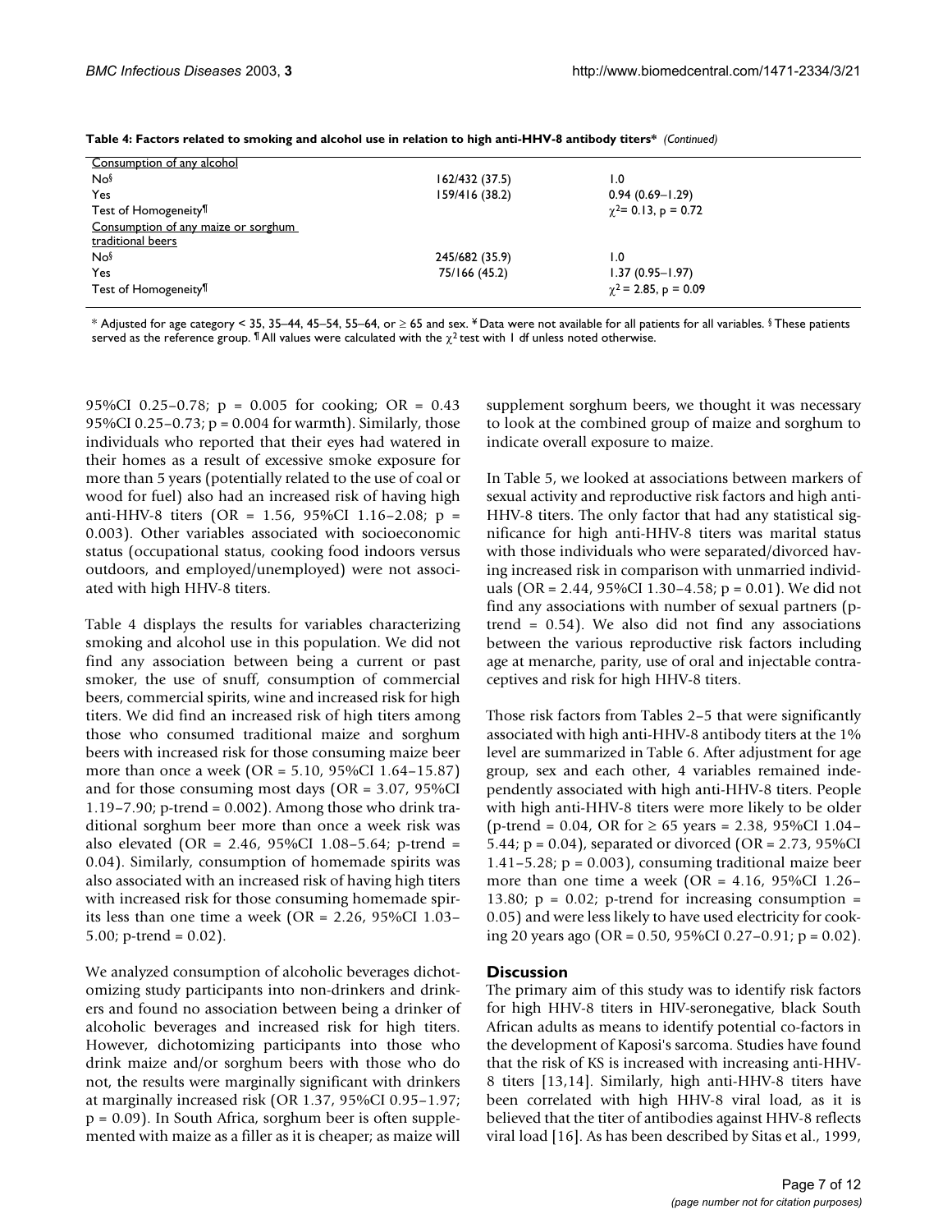**Table 4: Factors related to smoking and alcohol use in relation to high anti-HHV-8 antibody titers*** *(Continued)*

| | | |
|---|---|---|
| Consumption of any alcohol | | |
| No§ | 162/432 (37.5) | 1.0 |
| Yes | 159/416 (38.2) | 0.94 (0.69–1.29) |
| Test of Homogeneity¶ | | $\chi^2$= 0.13, p = 0.72 |
| Consumption of any maize or sorghum traditional beers | | |
| No§ | 245/682 (35.9) | 1.0 |
| Yes | 75/166 (45.2) | 1.37 (0.95–1.97) |
| Test of Homogeneity¶ | | $\chi^2$ = 2.85, p = 0.09 |

* Adjusted for age category < 35, 35–44, 45–54, 55–64, or ≥ 65 and sex. ¥ Data were not available for all patients for all variables. § These patients served as the reference group. ¶ All values were calculated with the $\chi^2$ test with 1 df unless noted otherwise.

95%CI 0.25–0.78; p = 0.005 for cooking; OR = 0.43 95%CI 0.25–0.73; p = 0.004 for warmth). Similarly, those individuals who reported that their eyes had watered in their homes as a result of excessive smoke exposure for more than 5 years (potentially related to the use of coal or wood for fuel) also had an increased risk of having high anti-HHV-8 titers (OR = 1.56, 95%CI 1.16–2.08; p = 0.003). Other variables associated with socioeconomic status (occupational status, cooking food indoors versus outdoors, and employed/unemployed) were not associated with high HHV-8 titers.

Table 4 displays the results for variables characterizing smoking and alcohol use in this population. We did not find any association between being a current or past smoker, the use of snuff, consumption of commercial beers, commercial spirits, wine and increased risk for high titers. We did find an increased risk of high titers among those who consumed traditional maize and sorghum beers with increased risk for those consuming maize beer more than once a week (OR = 5.10, 95%CI 1.64–15.87) and for those consuming most days (OR = 3.07, 95%CI 1.19–7.90; p-trend = 0.002). Among those who drink traditional sorghum beer more than once a week risk was also elevated (OR = 2.46, 95%CI 1.08–5.64; p-trend = 0.04). Similarly, consumption of homemade spirits was also associated with an increased risk of having high titers with increased risk for those consuming homemade spirits less than one time a week (OR = 2.26, 95%CI 1.03–5.00; p-trend = 0.02).

We analyzed consumption of alcoholic beverages dichotomizing study participants into non-drinkers and drinkers and found no association between being a drinker of alcoholic beverages and increased risk for high titers. However, dichotomizing participants into those who drink maize and/or sorghum beers with those who do not, the results were marginally significant with drinkers at marginally increased risk (OR 1.37, 95%CI 0.95–1.97; p = 0.09). In South Africa, sorghum beer is often supplemented with maize as a filler as it is cheaper; as maize will supplement sorghum beers, we thought it was necessary to look at the combined group of maize and sorghum to indicate overall exposure to maize.

In Table 5, we looked at associations between markers of sexual activity and reproductive risk factors and high anti-HHV-8 titers. The only factor that had any statistical significance for high anti-HHV-8 titers was marital status with those individuals who were separated/divorced having increased risk in comparison with unmarried individuals (OR = 2.44, 95%CI 1.30–4.58; p = 0.01). We did not find any associations with number of sexual partners (p-trend = 0.54). We also did not find any associations between the various reproductive risk factors including age at menarche, parity, use of oral and injectable contraceptives and risk for high HHV-8 titers.

Those risk factors from Tables 2–5 that were significantly associated with high anti-HHV-8 antibody titers at the 1% level are summarized in Table 6. After adjustment for age group, sex and each other, 4 variables remained independently associated with high anti-HHV-8 titers. People with high anti-HHV-8 titers were more likely to be older (p-trend = 0.04, OR for ≥ 65 years = 2.38, 95%CI 1.04–5.44; p = 0.04), separated or divorced (OR = 2.73, 95%CI 1.41–5.28; p = 0.003), consuming traditional maize beer more than one time a week (OR = 4.16, 95%CI 1.26–13.80; p = 0.02; p-trend for increasing consumption = 0.05) and were less likely to have used electricity for cooking 20 years ago (OR = 0.50, 95%CI 0.27–0.91; p = 0.02).

## Discussion

The primary aim of this study was to identify risk factors for high HHV-8 titers in HIV-seronegative, black South African adults as means to identify potential co-factors in the development of Kaposi's sarcoma. Studies have found that the risk of KS is increased with increasing anti-HHV-8 titers [13,14]. Similarly, high anti-HHV-8 titers have been correlated with high HHV-8 viral load, as it is believed that the titer of antibodies against HHV-8 reflects viral load [16]. As has been described by Sitas et al., 1999,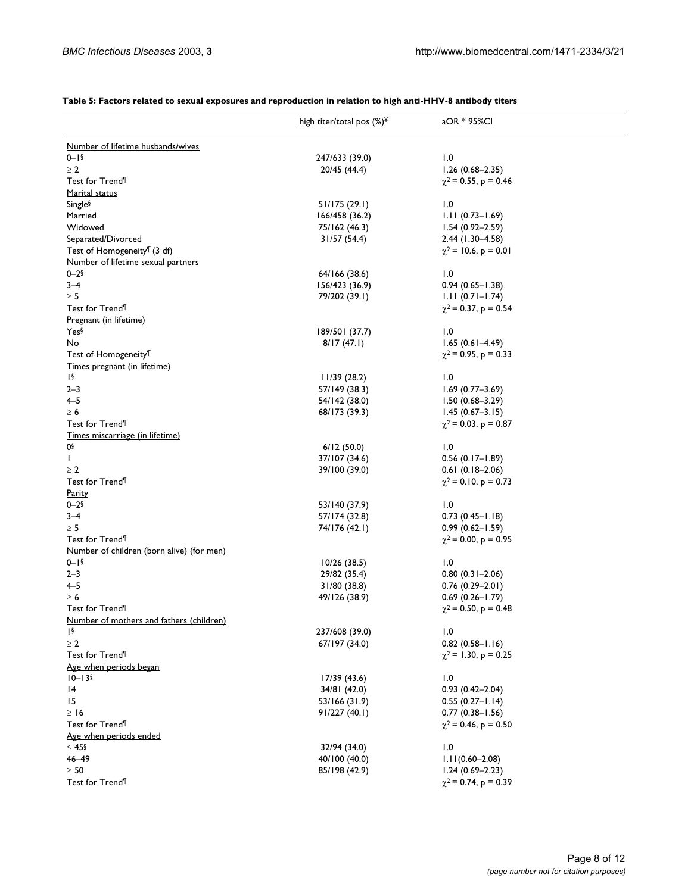**Table 5: Factors related to sexual exposures and reproduction in relation to high anti-HHV-8 antibody titers**

| | high titer/total pos (%)[¥] | aOR * 95%CI |
|---|---|---|
| Number of lifetime husbands/wives | | |
| 0–1[§] | 247/633 (39.0) | 1.0 |
| ≥ 2 | 20/45 (44.4) | 1.26 (0.68–2.35) |
| Test for Trend[¶] | | $\chi^2 = 0.55$, p = 0.46 |
| Marital status | | |
| Single[§] | 51/175 (29.1) | 1.0 |
| Married | 166/458 (36.2) | 1.11 (0.73–1.69) |
| Widowed | 75/162 (46.3) | 1.54 (0.92–2.59) |
| Separated/Divorced | 31/57 (54.4) | 2.44 (1.30–4.58) |
| Test of Homogeneity[¶] (3 df) | | $\chi^2 = 10.6$, p = 0.01 |
| Number of lifetime sexual partners | | |
| 0–2[§] | 64/166 (38.6) | 1.0 |
| 3–4 | 156/423 (36.9) | 0.94 (0.65–1.38) |
| ≥ 5 | 79/202 (39.1) | 1.11 (0.71–1.74) |
| Test for Trend[¶] | | $\chi^2 = 0.37$, p = 0.54 |
| Pregnant (in lifetime) | | |
| Yes[§] | 189/501 (37.7) | 1.0 |
| No | 8/17 (47.1) | 1.65 (0.61–4.49) |
| Test of Homogeneity[¶] | | $\chi^2 = 0.95$, p = 0.33 |
| Times pregnant (in lifetime) | | |
| 1[§] | 11/39 (28.2) | 1.0 |
| 2–3 | 57/149 (38.3) | 1.69 (0.77–3.69) |
| 4–5 | 54/142 (38.0) | 1.50 (0.68–3.29) |
| ≥ 6 | 68/173 (39.3) | 1.45 (0.67–3.15) |
| Test for Trend[¶] | | $\chi^2 = 0.03$, p = 0.87 |
| Times miscarriage (in lifetime) | | |
| 0[§] | 6/12 (50.0) | 1.0 |
| 1 | 37/107 (34.6) | 0.56 (0.17–1.89) |
| ≥ 2 | 39/100 (39.0) | 0.61 (0.18–2.06) |
| Test for Trend[¶] | | $\chi^2 = 0.10$, p = 0.73 |
| Parity | | |
| 0–2[§] | 53/140 (37.9) | 1.0 |
| 3–4 | 57/174 (32.8) | 0.73 (0.45–1.18) |
| ≥ 5 | 74/176 (42.1) | 0.99 (0.62–1.59) |
| Test for Trend[¶] | | $\chi^2 = 0.00$, p = 0.95 |
| Number of children (born alive) (for men) | | |
| 0–1[§] | 10/26 (38.5) | 1.0 |
| 2–3 | 29/82 (35.4) | 0.80 (0.31–2.06) |
| 4–5 | 31/80 (38.8) | 0.76 (0.29–2.01) |
| ≥ 6 | 49/126 (38.9) | 0.69 (0.26–1.79) |
| Test for Trend[¶] | | $\chi^2 = 0.50$, p = 0.48 |
| Number of mothers and fathers (children) | | |
| 1[§] | 237/608 (39.0) | 1.0 |
| ≥ 2 | 67/197 (34.0) | 0.82 (0.58–1.16) |
| Test for Trend[¶] | | $\chi^2 = 1.30$, p = 0.25 |
| Age when periods began | | |
| 10–13[§] | 17/39 (43.6) | 1.0 |
| 14 | 34/81 (42.0) | 0.93 (0.42–2.04) |
| 15 | 53/166 (31.9) | 0.55 (0.27–1.14) |
| ≥ 16 | 91/227 (40.1) | 0.77 (0.38–1.56) |
| Test for Trend[¶] | | $\chi^2 = 0.46$, p = 0.50 |
| Age when periods ended | | |
| ≤ 45[§] | 32/94 (34.0) | 1.0 |
| 46–49 | 40/100 (40.0) | 1.11(0.60–2.08) |
| ≥ 50 | 85/198 (42.9) | 1.24 (0.69–2.23) |
| Test for Trend[¶] | | $\chi^2 = 0.74$, p = 0.39 |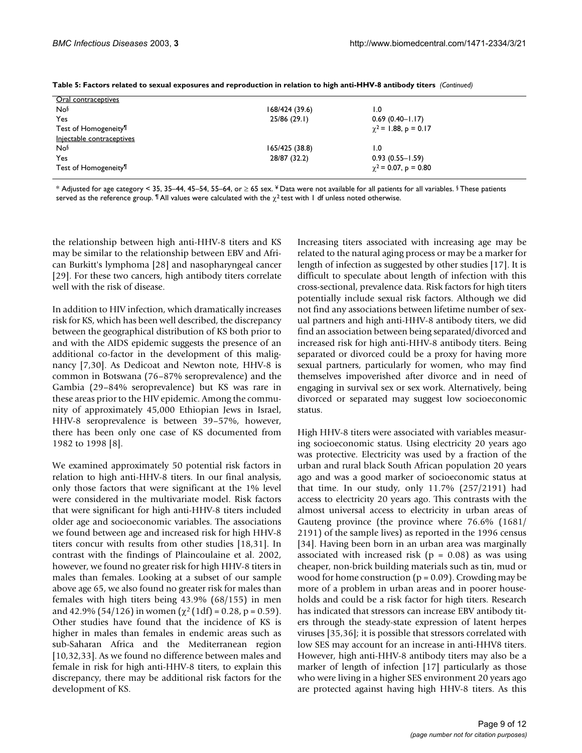**Table 5: Factors related to sexual exposures and reproduction in relation to high anti-HHV-8 antibody titers** *(Continued)*

| | | |
|---|---|---|
| Oral contraceptives | | |
| No§ | 168/424 (39.6) | 1.0 |
| Yes | 25/86 (29.1) | 0.69 (0.40–1.17) |
| Test of Homogeneity¶ | | $\chi^2 = 1.88$, p = 0.17 |
| Injectable contraceptives | | |
| No§ | 165/425 (38.8) | 1.0 |
| Yes | 28/87 (32.2) | 0.93 (0.55–1.59) |
| Test of Homogeneity¶ | | $\chi^2 = 0.07$, p = 0.80 |

* Adjusted for age category < 35, 35–44, 45–54, 55–64, or ≥ 65 sex. ¥ Data were not available for all patients for all variables. § These patients served as the reference group. ¶ All values were calculated with the $\chi^2$ test with 1 df unless noted otherwise.

the relationship between high anti-HHV-8 titers and KS may be similar to the relationship between EBV and African Burkitt's lymphoma [28] and nasopharyngeal cancer [29]. For these two cancers, high antibody titers correlate well with the risk of disease.

In addition to HIV infection, which dramatically increases risk for KS, which has been well described, the discrepancy between the geographical distribution of KS both prior to and with the AIDS epidemic suggests the presence of an additional co-factor in the development of this malignancy [7,30]. As Dedicoat and Newton note, HHV-8 is common in Botswana (76–87% seroprevalence) and the Gambia (29–84% seroprevalence) but KS was rare in these areas prior to the HIV epidemic. Among the community of approximately 45,000 Ethiopian Jews in Israel, HHV-8 seroprevalence is between 39–57%, however, there has been only one case of KS documented from 1982 to 1998 [8].

We examined approximately 50 potential risk factors in relation to high anti-HHV-8 titers. In our final analysis, only those factors that were significant at the 1% level were considered in the multivariate model. Risk factors that were significant for high anti-HHV-8 titers included older age and socioeconomic variables. The associations we found between age and increased risk for high HHV-8 titers concur with results from other studies [18,31]. In contrast with the findings of Plaincoulaine et al. 2002, however, we found no greater risk for high HHV-8 titers in males than females. Looking at a subset of our sample above age 65, we also found no greater risk for males than females with high titers being 43.9% (68/155) in men and 42.9% (54/126) in women ($\chi^2$ (1df) = 0.28, p = 0.59). Other studies have found that the incidence of KS is higher in males than females in endemic areas such as sub-Saharan Africa and the Mediterranean region [10,32,33]. As we found no difference between males and female in risk for high anti-HHV-8 titers, to explain this discrepancy, there may be additional risk factors for the development of KS.

Increasing titers associated with increasing age may be related to the natural aging process or may be a marker for length of infection as suggested by other studies [17]. It is difficult to speculate about length of infection with this cross-sectional, prevalence data. Risk factors for high titers potentially include sexual risk factors. Although we did not find any associations between lifetime number of sexual partners and high anti-HHV-8 antibody titers, we did find an association between being separated/divorced and increased risk for high anti-HHV-8 antibody titers. Being separated or divorced could be a proxy for having more sexual partners, particularly for women, who may find themselves impoverished after divorce and in need of engaging in survival sex or sex work. Alternatively, being divorced or separated may suggest low socioeconomic status.

High HHV-8 titers were associated with variables measuring socioeconomic status. Using electricity 20 years ago was protective. Electricity was used by a fraction of the urban and rural black South African population 20 years ago and was a good marker of socioeconomic status at that time. In our study, only 11.7% (257/2191) had access to electricity 20 years ago. This contrasts with the almost universal access to electricity in urban areas of Gauteng province (the province where 76.6% (1681/2191) of the sample lives) as reported in the 1996 census [34]. Having been born in an urban area was marginally associated with increased risk (p = 0.08) as was using cheaper, non-brick building materials such as tin, mud or wood for home construction (p = 0.09). Crowding may be more of a problem in urban areas and in poorer households and could be a risk factor for high titers. Research has indicated that stressors can increase EBV antibody titers through the steady-state expression of latent herpes viruses [35,36]; it is possible that stressors correlated with low SES may account for an increase in anti-HHV8 titers. However, high anti-HHV-8 antibody titers may also be a marker of length of infection [17] particularly as those who were living in a higher SES environment 20 years ago are protected against having high HHV-8 titers. As this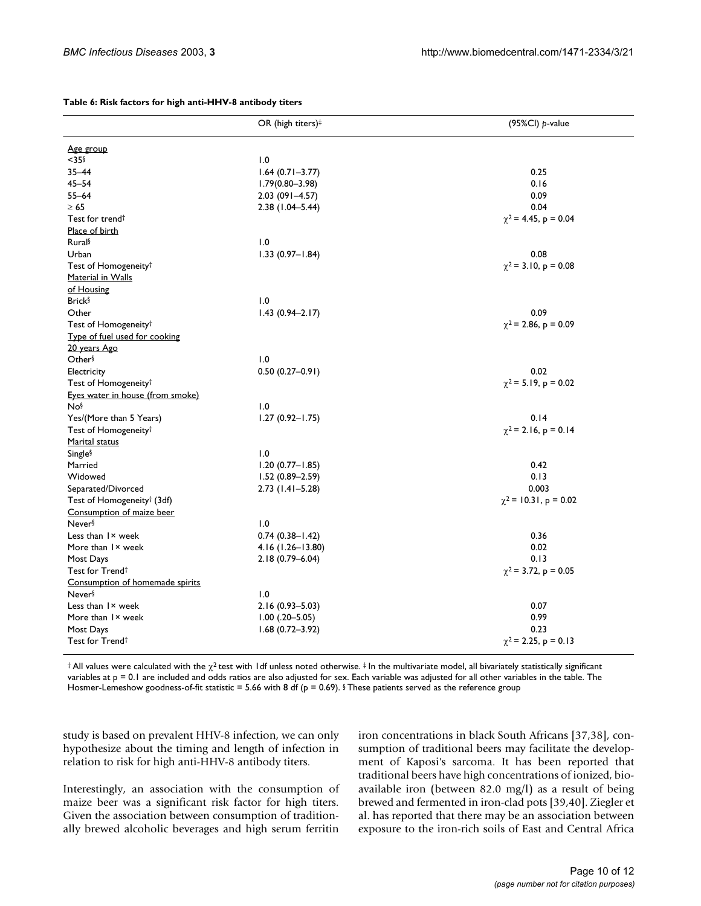**Table 6: Risk factors for high anti-HHV-8 antibody titers**

| | OR (high titers)‡ | (95%CI) *p*-value |
|---|---|---|
| Age group | | |
| <35§ | 1.0 | |
| 35–44 | 1.64 (0.71–3.77) | 0.25 |
| 45–54 | 1.79(0.80–3.98) | 0.16 |
| 55–64 | 2.03 (091–4.57) | 0.09 |
| ≥ 65 | 2.38 (1.04–5.44) | 0.04 |
| Test for trend† | | $\chi^2$ = 4.45, p = 0.04 |
| Place of birth | | |
| Rural§ | 1.0 | |
| Urban | 1.33 (0.97–1.84) | 0.08 |
| Test of Homogeneity† | | $\chi^2$ = 3.10, p = 0.08 |
| Material in Walls of Housing | | |
| Brick§ | 1.0 | |
| Other | 1.43 (0.94–2.17) | 0.09 |
| Test of Homogeneity† | | $\chi^2$ = 2.86, p = 0.09 |
| Type of fuel used for cooking 20 years Ago | | |
| Other§ | 1.0 | |
| Electricity | 0.50 (0.27–0.91) | 0.02 |
| Test of Homogeneity† | | $\chi^2$ = 5.19, p = 0.02 |
| Eyes water in house (from smoke) | | |
| No§ | 1.0 | |
| Yes/(More than 5 Years) | 1.27 (0.92–1.75) | 0.14 |
| Test of Homogeneity† | | $\chi^2$ = 2.16, p = 0.14 |
| Marital status | | |
| Single§ | 1.0 | |
| Married | 1.20 (0.77–1.85) | 0.42 |
| Widowed | 1.52 (0.89–2.59) | 0.13 |
| Separated/Divorced | 2.73 (1.41–5.28) | 0.003 |
| Test of Homogeneity† (3df) | | $\chi^2$ = 10.31, p = 0.02 |
| Consumption of maize beer | | |
| Never§ | 1.0 | |
| Less than 1× week | 0.74 (0.38–1.42) | 0.36 |
| More than 1× week | 4.16 (1.26–13.80) | 0.02 |
| Most Days | 2.18 (0.79–6.04) | 0.13 |
| Test for Trend† | | $\chi^2$ = 3.72, p = 0.05 |
| Consumption of homemade spirits | | |
| Never§ | 1.0 | |
| Less than 1× week | 2.16 (0.93–5.03) | 0.07 |
| More than 1× week | 1.00 (.20–5.05) | 0.99 |
| Most Days | 1.68 (0.72–3.92) | 0.23 |
| Test for Trend† | | $\chi^2$ = 2.25, p = 0.13 |

† All values were calculated with the $\chi^2$ test with 1df unless noted otherwise. ‡ In the multivariate model, all bivariately statistically significant variables at p = 0.1 are included and odds ratios are also adjusted for sex. Each variable was adjusted for all other variables in the table. The Hosmer-Lemeshow goodness-of-fit statistic = 5.66 with 8 df (p = 0.69). § These patients served as the reference group

study is based on prevalent HHV-8 infection, we can only hypothesize about the timing and length of infection in relation to risk for high anti-HHV-8 antibody titers.

Interestingly, an association with the consumption of maize beer was a significant risk factor for high titers. Given the association between consumption of traditionally brewed alcoholic beverages and high serum ferritin iron concentrations in black South Africans [37,38], consumption of traditional beers may facilitate the development of Kaposi's sarcoma. It has been reported that traditional beers have high concentrations of ionized, bioavailable iron (between 82.0 mg/l) as a result of being brewed and fermented in iron-clad pots [39,40]. Ziegler et al. has reported that there may be an association between exposure to the iron-rich soils of East and Central Africa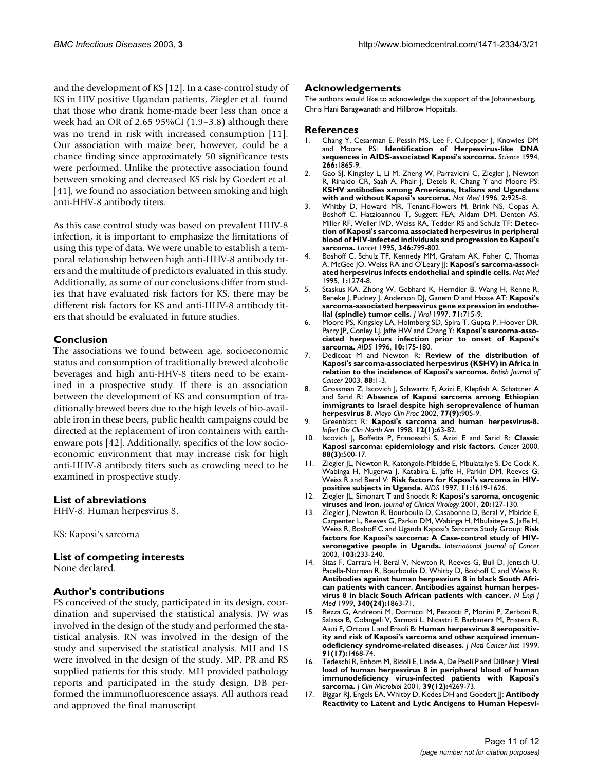and the development of KS [12]. In a case-control study of KS in HIV positive Ugandan patients, Ziegler et al. found that those who drank home-made beer less than once a week had an OR of 2.65 95%CI (1.9–3.8) although there was no trend in risk with increased consumption [11]. Our association with maize beer, however, could be a chance finding since approximately 50 significance tests were performed. Unlike the protective association found between smoking and decreased KS risk by Goedert et al. [41], we found no association between smoking and high anti-HHV-8 antibody titers.

As this case control study was based on prevalent HHV-8 infection, it is important to emphasize the limitations of using this type of data. We were unable to establish a temporal relationship between high anti-HHV-8 antibody titers and the multitude of predictors evaluated in this study. Additionally, as some of our conclusions differ from studies that have evaluated risk factors for KS, there may be different risk factors for KS and anti-HHV-8 antibody titers that should be evaluated in future studies.

## Conclusion

The associations we found between age, socioeconomic status and consumption of traditionally brewed alcoholic beverages and high anti-HHV-8 titers need to be examined in a prospective study. If there is an association between the development of KS and consumption of traditionally brewed beers due to the high levels of bio-available iron in these beers, public health campaigns could be directed at the replacement of iron containers with earthenware pots [42]. Additionally, specifics of the low socioeconomic environment that may increase risk for high anti-HHV-8 antibody titers such as crowding need to be examined in prospective study.

## List of abreviations

HHV-8: Human herpesvirus 8.

KS: Kaposi's sarcoma

## List of competing interests

None declared.

## Author's contributions

FS conceived of the study, participated in its design, coordination and supervised the statistical analysis. JW was involved in the design of the study and performed the statistical analysis. RN was involved in the design of the study and supervised the statistical analysis. MU and LS were involved in the design of the study. MP, PR and RS supplied patients for this study. MH provided pathology reports and participated in the study design. DB performed the immunofluorescence assays. All authors read and approved the final manuscript.

## Acknowledgements

The authors would like to acknowledge the support of the Johannesburg, Chris Hani Baragwanath and Hillbrow Hopsitals.

## References

1. Chang Y, Cesarman E, Pessin MS, Lee F, Culpepper J, Knowles DM and Moore PS: **Identification of Herpesvirus-like DNA sequences in AIDS-associated Kaposi's sarcoma.** *Science* 1994, **266:**1865-9.
2. Gao SJ, Kingsley L, Li M, Zheng W, Parravicini C, Ziegler J, Newton R, Rinaldo CR, Saah A, Phair J, Detels R, Chang Y and Moore PS: **KSHV antibodies among Americans, Italians and Ugandans with and without Kaposi's sarcoma.** *Nat Med* 1996, **2:**925-8.
3. Whitby D, Howard MR, Tenant-Flowers M, Brink NS, Copas A, Boshoff C, Hatzioannou T, Suggett FEA, Aldam DM, Denton AS, Miller RF, Weller IVD, Weiss RA, Tedder RS and Schulz TF: **Detection of Kaposi's sarcoma associated herpesvirus in peripheral blood of HIV-infected individuals and progression to Kaposi's sarcoma.** *Lancet* 1995, **346:**799-802.
4. Boshoff C, Schulz TF, Kennedy MM, Graham AK, Fisher C, Thomas A, McGee JO, Weiss RA and O'Leary JJ: **Kaposi's sarcoma-associated herpesvirus infects endothelial and spindle cells.** *Nat Med* 1995, **1:**1274-8.
5. Staskus KA, Zhong W, Gebhard K, Herndier B, Wang H, Renne R, Beneke J, Pudney J, Anderson DJ, Ganem D and Haase AT: **Kaposi's sarcoma-associated herpesvirus gene expression in endothelial (spindle) tumor cells.** *J Virol* 1997, **71:**715-9.
6. Moore PS, Kingsley LA, Holmberg SD, Spira T, Gupta P, Hoover DR, Parry JP, Conley LJ, Jaffe HW and Chang Y: **Kaposi's sarcoma-associated herpesviurs infection prior to onset of Kaposi's sarcoma.** *AIDS* 1996, **10:**175-180.
7. Dedicoat M and Newton R: **Review of the distribution of Kaposi's sarcoma-associated herpesvirus (KSHV) in Africa in relation to the incidence of Kaposi's sarcoma.** *British Journal of Cancer* 2003, **88:**1-3.
8. Grossman Z, Iscovich J, Schwartz F, Azizi E, Klepfish A, Schattner A and Sarid R: **Absence of Kaposi sarcoma among Ethiopian immigrants to Israel despite high seroprevalence of human herpesvirus 8.** *Mayo Clin Proc* 2002, **77(9):**905-9.
9. Greenblatt R: **Kaposi's sarcoma and human herpesvirus-8.** *Infect Dis Clin North Am* 1998, **12(1):**63-82.
10. Iscovich J, Boffetta P, Franceschi S, Azizi E and Sarid R: **Classic Kaposi sarcoma: epidemiology and risk factors.** *Cancer* 2000, **88(3):**500-17.
11. Ziegler JL, Newton R, Katongole-Mbidde E, Mbulataiye S, De Cock K, Wabinga H, Mugerwa J, Katabira E, Jaffe H, Parkin DM, Reeves G, Weiss R and Beral V: **Risk factors for Kaposi's sarcoma in HIV-positive subjects in Uganda.** *AIDS* 1997, **11:**1619-1626.
12. Ziegler JL, Simonart T and Snoeck R: **Kaposi's saroma, oncogenic viruses and iron.** *Journal of Clinical Virology* 2001, **20:**127-130.
13. Ziegler J, Newton R, Bourboulia D, Casabonne D, Beral V, Mbidde E, Carpenter L, Reeves G, Parkin DM, Wabinga H, Mbulaiteye S, Jaffe H, Weiss R, Boshoff C and Uganda Kaposi's Sarcoma Study Group: **Risk factors for Kaposi's sarcoma: A Case-control study of HIV-seronegative people in Uganda.** *International Journal of Cancer* 2003, **103:**233-240.
14. Sitas F, Carrara H, Beral V, Newton R, Reeves G, Bull D, Jentsch U, Pacella-Norman R, Bourboulia D, Whitby D, Boshoff C and Weiss R: **Antibodies against human herpesviurs 8 in black South African patients with cancer. Antibodies against human herpesvirus 8 in black South African patients with cancer.** *N Engl J Med* 1999, **340(24):**1863-71.
15. Rezza G, Andreoni M, Dorrucci M, Pezzotti P, Monini P, Zerboni R, Salassa B, Colangeli V, Sarmati L, Nicastri E, Barbanera M, Pristera R, Aiuti F, Ortona L and Ensoli B: **Human herpesvirus 8 seropositivity and risk of Kaposi's sarcoma and other acquired immunodeficiency syndrome-related diseases.** *J Natl Cancer Inst* 1999, **91(17):**1468-74.
16. Tedeschi R, Enbom M, Bidoli E, Linde A, De Paoli P and Dillner J: **Viral load of human herpesvirus 8 in peripheral blood of human immunodeficiency virus-infected patients with Kaposi's sarcoma.** *J Clin Microbiol* 2001, **39(12):**4269-73.
17. Biggar RJ, Engels EA, Whitby D, Kedes DH and Goedert JJ: **Antibody Reactivity to Latent and Lytic Antigens to Human Hepesvi-**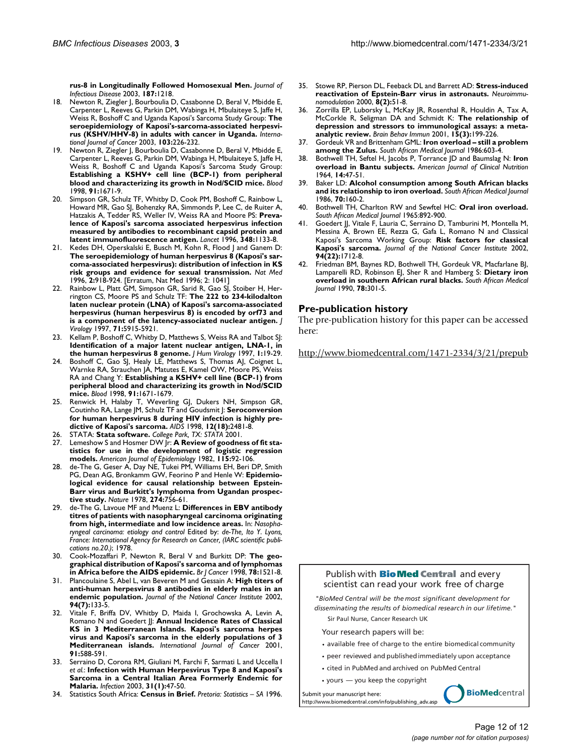rus-8 in Longitudinally Followed Homosexual Men. *Journal of Infectious Disease* 2003, 187:1218.

18. Newton R, Ziegler J, Bourboulia D, Casabonne D, Beral V, Mbidde E, Carpenter L, Reeves G, Parkin DM, Wabinga H, Mbulaiteye S, Jaffe H, Weiss R, Boshoff C and Uganda Kaposi's Sarcoma Study Group: **The seroepidemiology of Kaposi's-sarcoma-associated herpesvirus (KSHV/HHV-8) in adults with cancer in Uganda.** *International Journal of Cancer* 2003, 103:226-232.
19. Newton R, Ziegler J, Bourboulia D, Casabonne D, Beral V, Mbidde E, Carpenter L, Reeves G, Parkin DM, Wabinga H, Mbulaiteye S, Jaffe H, Weiss R, Boshoff C and Uganda Kaposi's Sarcoma Study Group: **Establishing a KSHV+ cell line (BCP-1) from peripheral blood and characterizing its growth in Nod/SCID mice.** *Blood* 1998, 91:1671-9.
20. Simpson GR, Schulz TF, Whitby D, Cook PM, Boshoff C, Rainbow L, Howard MR, Gao SJ, Bohenzky RA, Simmonds P, Lee C, de Ruiter A, Hatzakis A, Tedder RS, Weller IV, Weiss RA and Moore PS: **Prevalence of Kaposi's sarcoma associated herpesvirus infection measured by antibodies to recombinant capsid protein and latent immunofluorescence antigen.** *Lancet* 1996, 348:1133-8.
21. Kedes DH, Operskalski E, Busch M, Kohn R, Flood J and Ganem D: **The seroepidemiology of human herpesvirus 8 (Kaposi's sarcoma-associated herpesvirus): distribution of infection in KS risk groups and evidence for sexual transmission.** *Nat Med* 1996, 2:918-924. [Erratum, Nat Med 1996; 2: 1041]
22. Rainbow L, Platt GM, Simpson GR, Sarid R, Gao SJ, Stoiber H, Herrington CS, Moore PS and Schulz TF: **The 222 to 234-kilodalton laten nuclear protein (LNA) of Kaposi's sarcoma-associated herpesvirus (human herpesvirus 8) is encoded by orf73 and is a component of the latency-associated nuclear antigen.** *J Virology* 1997, 71:5915-5921.
23. Kellam P, Boshoff C, Whitby D, Matthews S, Weiss RA and Talbot SJ: **Identification of a major latent nuclear antigen, LNA-1, in the human herpesvirus 8 genome.** *J Hum Virology* 1997, 1:19-29.
24. Boshoff C, Gao SJ, Healy LE, Matthews S, Thomas AJ, Coignet L, Warnke RA, Strauchen JA, Matutes E, Kamel OW, Moore PS, Weiss RA and Chang Y: **Establishing a KSHV+ cell line (BCP-1) from peripheral blood and characterizing its growth in Nod/SCID mice.** *Blood* 1998, 91:1671-1679.
25. Renwick H, Halaby T, Weverling GJ, Dukers NH, Simpson GR, Coutinho RA, Lange JM, Schulz TF and Goudsmit J: **Seroconversion for human herpesvirus 8 during HIV infection is highly predictive of Kaposi's sarcoma.** *AIDS* 1998, 12(18):2481-8.
26. STATA: **Stata software.** *College Park, TX: STATA* 2001.
27. Lemeshow S and Hosmer DW Jr: **A Review of goodness of fit statistics for use in the development of logistic regression models.** *American Journal of Epidemiology* 1982, 115:92-106.
28. de-The G, Geser A, Day NE, Tukei PM, Williams EH, Beri DP, Smith PG, Dean AG, Bronkamm GW, Feorino P and Henle W: **Epidemiological evidence for causal relationship between Epstein-Barr virus and Burkitt's lymphoma from Ugandan prospective study.** *Nature* 1978, 274:756-61.
29. de-The G, Lavoue MF and Muenz L: **Differences in EBV antibody titres of patients with nasopharyngeal carcinoma originating from high, intermediate and low incidence areas.** In: *Nasopharyngeal carcinoma: etiology and control* Edited by: *de-The, Ito Y. Lyons, France: International Agency for Research on Cancer, (IARC scientific publications no.20.)*; 1978.
30. Cook-Mozaffari P, Newton R, Beral V and Burkitt DP: **The geographical distribution of Kaposi's sarcoma and of lymphomas in Africa before the AIDS epidemic.** *Br J Cancer* 1998, 78:1521-8.
31. Plancoulaine S, Abel L, van Beveren M and Gessain A: **High titers of anti-human herpesvirus 8 antibodies in elderly males in an endemic population.** *Journal of the National Cancer Institute* 2002, 94(7):133-5.
32. Vitale F, Briffa DV, Whitby D, Maida I, Grochowska A, Levin A, Romano N and Goedert JJ: **Annual Incidence Rates of Classical KS in 3 Mediterranean Islands. Kaposi's sarcoma herpes virus and Kaposi's sarcoma in the elderly populations of 3 Mediterranean islands.** *International Journal of Cancer* 2001, 91:588-591.
33. Serraino D, Corona RM, Giuliani M, Farchi F, Sarmati L and Uccella I *et al.*: **Infection with Human Herpesvirus Type 8 and Kaposi's Sarcoma in a Central Italian Area Formerly Endemic for Malaria.** *Infection* 2003, 31(1):47-50.
34. Statistics South Africa: **Census in Brief.** *Pretoria: Statistics – SA* 1996.
35. Stowe RP, Pierson DL, Feeback DL and Barrett AD: **Stress-induced reactivation of Epstein-Barr virus in astronauts.** *Neuroimmunomodulation* 2000, 8(2):51-8.
36. Zorrilla EP, Luborsky L, McKay JR, Rosenthal R, Houldin A, Tax A, McCorkle R, Seligman DA and Schmidt K: **The relationship of depression and stressors to immunological assays: a meta-analytic review.** *Brain Behav Immun* 2001, 15(3):199-226.
37. Gordeuk VR and Brittenham GML: **Iron overload – still a problem among the Zulus.** *South African Medical Journal* 1986:603-4.
38. Bothwell TH, Seftel H, Jacobs P, Torrance JD and Baumslag N: **Iron overload in Bantu subjects.** *American Journal of Clinical Nutrition* 1964, 14:47-51.
39. Baker LD: **Alcohol consumption among South African blacks and its relationship to iron overload.** *South African Medical Journal* 1986, 70:160-2.
40. Bothwell TH, Charlton RW and Sewftel HC: **Oral iron overload.** *South African Medical Journal* 1965:892-900.
41. Goedert JJ, Vitale F, Lauria C, Serraino D, Tamburini M, Montella M, Messina A, Brown EE, Rezza G, Gafa L, Romano N and Classical Kaposi's Sarcoma Working Group: **Risk factors for classical Kaposi's sarcoma.** *Journal of the National Cancer Institute* 2002, 94(22):1712-8.
42. Friedman BM, Baynes RD, Bothwell TH, Gordeuk VR, Macfarlane BJ, Lamparelli RD, Robinson EJ, Sher R and Hamberg S: **Dietary iron overload in southern African rural blacks.** *South African Medical Journal* 1990, 78:301-5.

## Pre-publication history

The pre-publication history for this paper can be accessed here:

http://www.biomedcentral.com/1471-2334/3/21/prepub

Publish with **BioMed Central** and every scientist can read your work free of charge

*"BioMed Central will be the most significant development for disseminating the results of biomedical research in our lifetime."*
Sir Paul Nurse, Cancer Research UK

Your research papers will be:

- available free of charge to the entire biomedical community
- peer reviewed and published immediately upon acceptance
- cited in PubMed and archived on PubMed Central
- yours — you keep the copyright

Submit your manuscript here:
http://www.biomedcentral.com/info/publishing_adv.asp

BioMedcentral